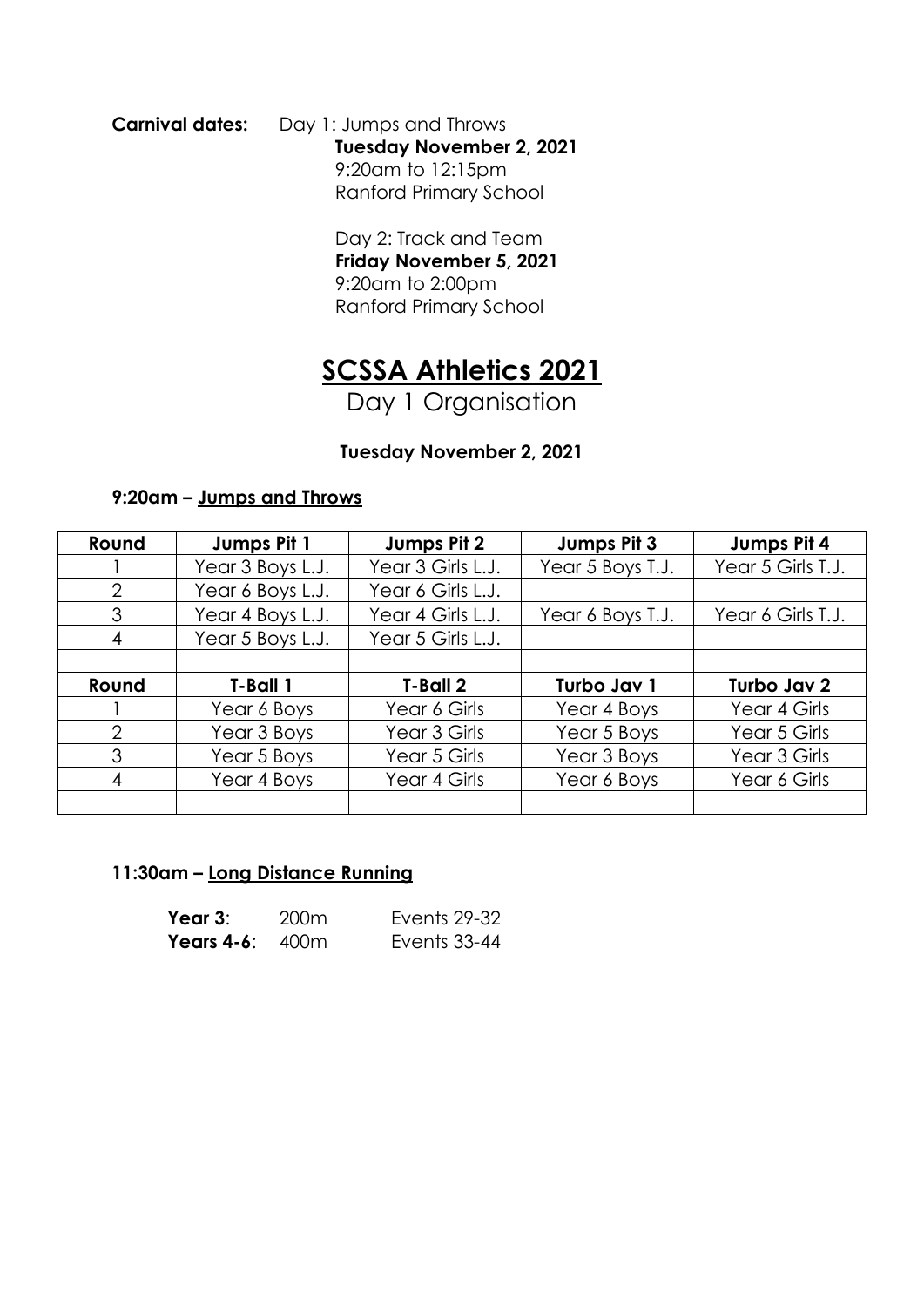**Carnival dates:** Day 1: Jumps and Throws
**Tuesday November 2, 2021**
9:20am to 12:15pm
Ranford Primary School

Day 2: Track and Team
**Friday November 5, 2021**
9:20am to 2:00pm
Ranford Primary School

# SCSSA Athletics 2021

Day 1 Organisation

**Tuesday November 2, 2021**

**9:20am – Jumps and Throws**

| Round | Jumps Pit 1 | Jumps Pit 2 | Jumps Pit 3 | Jumps Pit 4 |
|---|---|---|---|---|
| 1 | Year 3 Boys L.J. | Year 3 Girls L.J. | Year 5 Boys T.J. | Year 5 Girls T.J. |
| 2 | Year 6 Boys L.J. | Year 6 Girls L.J. | | |
| 3 | Year 4 Boys L.J. | Year 4 Girls L.J. | Year 6 Boys T.J. | Year 6 Girls T.J. |
| 4 | Year 5 Boys L.J. | Year 5 Girls L.J. | | |
| | | | | |
| **Round** | **T-Ball 1** | **T-Ball 2** | **Turbo Jav 1** | **Turbo Jav 2** |
| 1 | Year 6 Boys | Year 6 Girls | Year 4 Boys | Year 4 Girls |
| 2 | Year 3 Boys | Year 3 Girls | Year 5 Boys | Year 5 Girls |
| 3 | Year 5 Boys | Year 5 Girls | Year 3 Boys | Year 3 Girls |
| 4 | Year 4 Boys | Year 4 Girls | Year 6 Boys | Year 6 Girls |
| | | | | |

**11:30am – Long Distance Running**

| | | |
|---|---|---|
| **Year 3**: | 200m | Events 29-32 |
| **Years 4-6**: | 400m | Events 33-44 |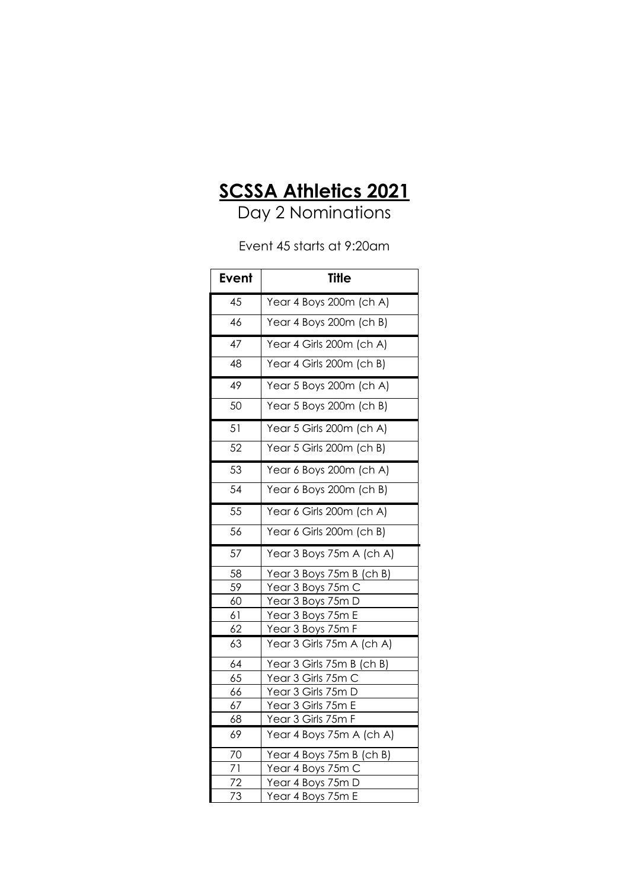# SCSSA Athletics 2021

Day 2 Nominations

Event 45 starts at 9:20am

| Event | Title |
|---|---|
| 45 | Year 4 Boys 200m (ch A) |
| 46 | Year 4 Boys 200m (ch B) |
| 47 | Year 4 Girls 200m (ch A) |
| 48 | Year 4 Girls 200m (ch B) |
| 49 | Year 5 Boys 200m (ch A) |
| 50 | Year 5 Boys 200m (ch B) |
| 51 | Year 5 Girls 200m (ch A) |
| 52 | Year 5 Girls 200m (ch B) |
| 53 | Year 6 Boys 200m (ch A) |
| 54 | Year 6 Boys 200m (ch B) |
| 55 | Year 6 Girls 200m (ch A) |
| 56 | Year 6 Girls 200m (ch B) |
| 57 | Year 3 Boys 75m A (ch A) |
| 58 | Year 3 Boys 75m B (ch B) |
| 59 | Year 3 Boys 75m C |
| 60 | Year 3 Boys 75m D |
| 61 | Year 3 Boys 75m E |
| 62 | Year 3 Boys 75m F |
| 63 | Year 3 Girls 75m A (ch A) |
| 64 | Year 3 Girls 75m B (ch B) |
| 65 | Year 3 Girls 75m C |
| 66 | Year 3 Girls 75m D |
| 67 | Year 3 Girls 75m E |
| 68 | Year 3 Girls 75m F |
| 69 | Year 4 Boys 75m A (ch A) |
| 70 | Year 4 Boys 75m B (ch B) |
| 71 | Year 4 Boys 75m C |
| 72 | Year 4 Boys 75m D |
| 73 | Year 4 Boys 75m E |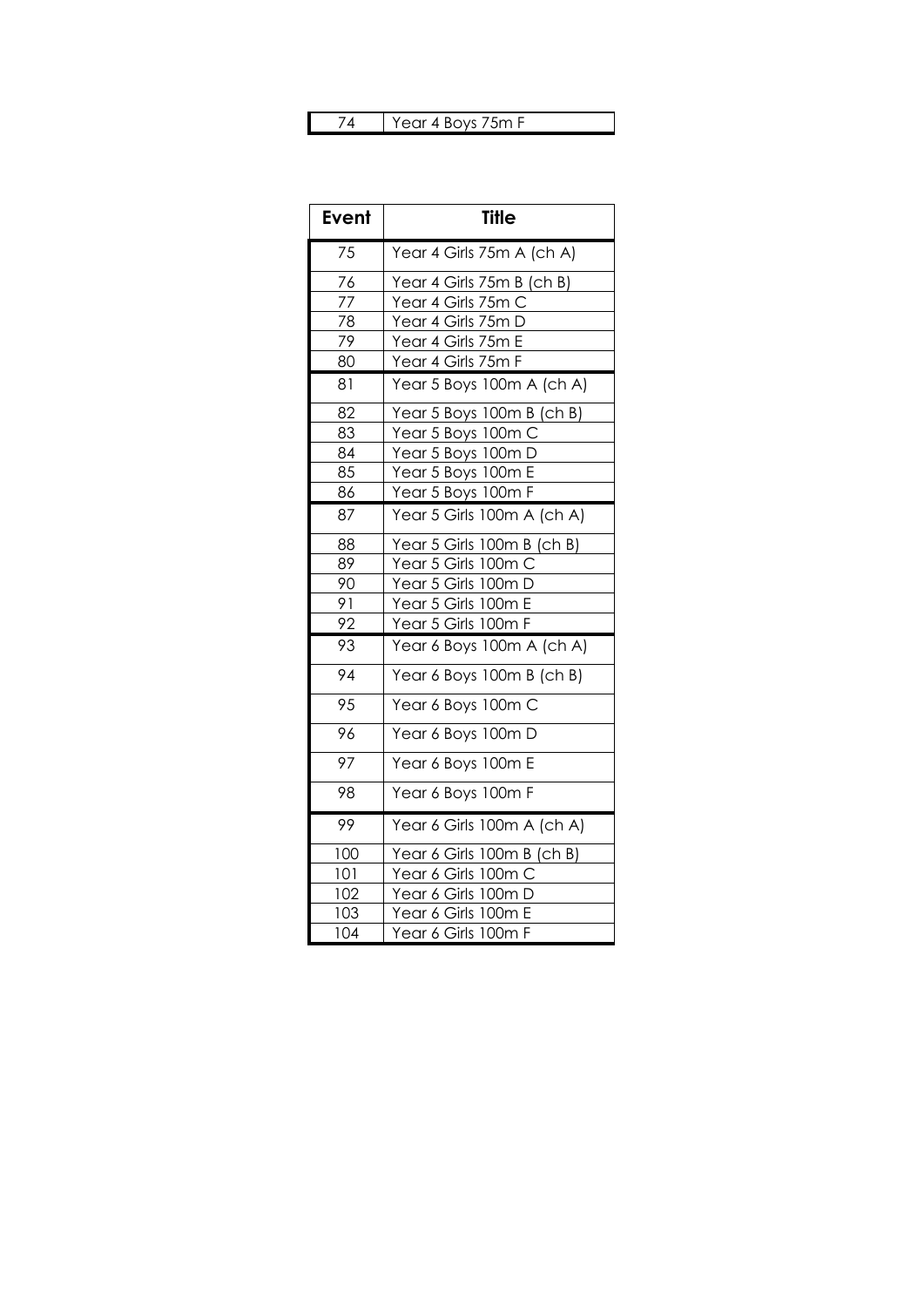| 74 | Year 4 Boys 75m F |
|---|---|

| Event | Title |
|---|---|
| 75 | Year 4 Girls 75m A (ch A) |
| 76 | Year 4 Girls 75m B (ch B) |
| 77 | Year 4 Girls 75m C |
| 78 | Year 4 Girls 75m D |
| 79 | Year 4 Girls 75m E |
| 80 | Year 4 Girls 75m F |
| 81 | Year 5 Boys 100m A (ch A) |
| 82 | Year 5 Boys 100m B (ch B) |
| 83 | Year 5 Boys 100m C |
| 84 | Year 5 Boys 100m D |
| 85 | Year 5 Boys 100m E |
| 86 | Year 5 Boys 100m F |
| 87 | Year 5 Girls 100m A (ch A) |
| 88 | Year 5 Girls 100m B (ch B) |
| 89 | Year 5 Girls 100m C |
| 90 | Year 5 Girls 100m D |
| 91 | Year 5 Girls 100m E |
| 92 | Year 5 Girls 100m F |
| 93 | Year 6 Boys 100m A (ch A) |
| 94 | Year 6 Boys 100m B (ch B) |
| 95 | Year 6 Boys 100m C |
| 96 | Year 6 Boys 100m D |
| 97 | Year 6 Boys 100m E |
| 98 | Year 6 Boys 100m F |
| 99 | Year 6 Girls 100m A (ch A) |
| 100 | Year 6 Girls 100m B (ch B) |
| 101 | Year 6 Girls 100m C |
| 102 | Year 6 Girls 100m D |
| 103 | Year 6 Girls 100m E |
| 104 | Year 6 Girls 100m F |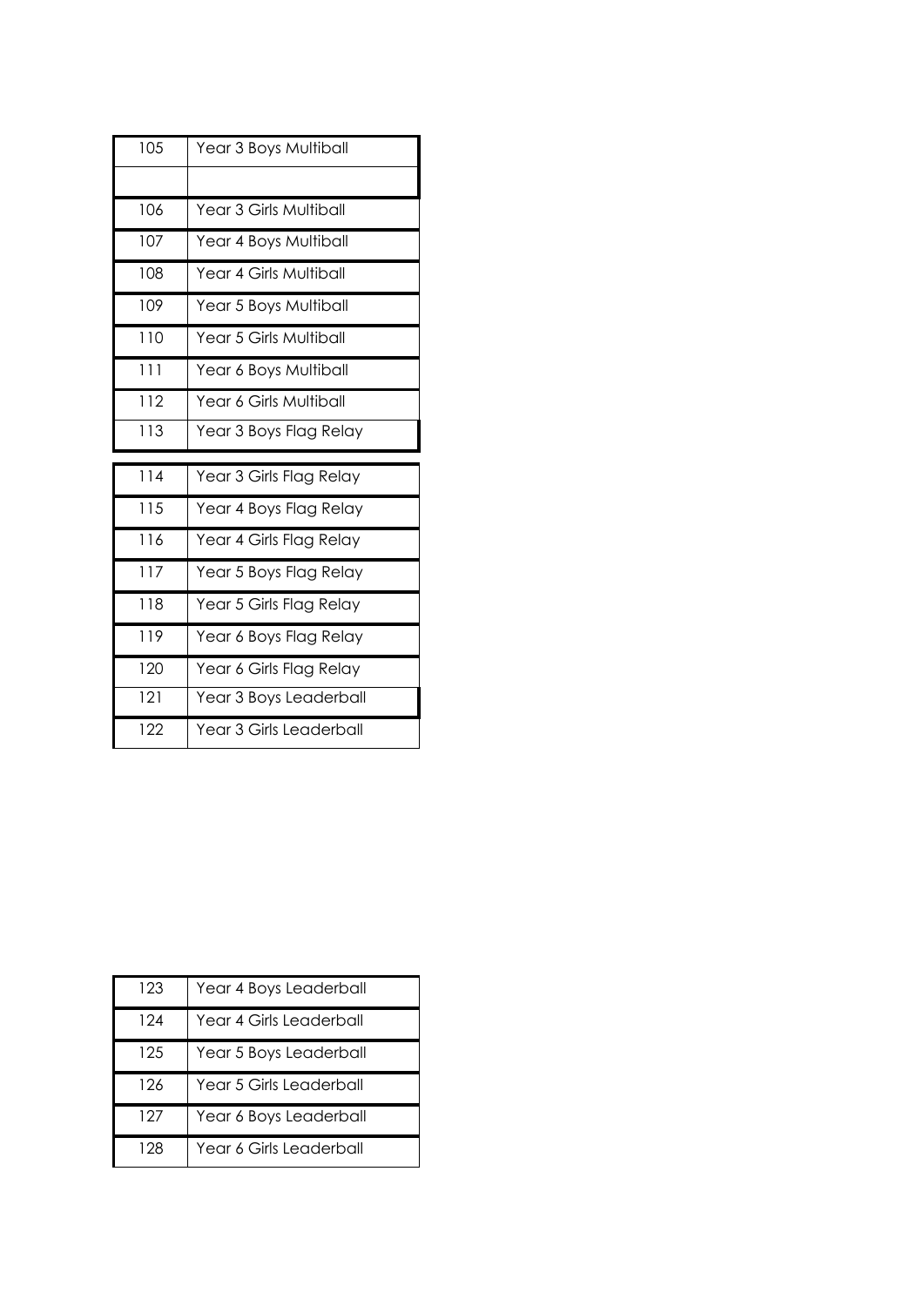| 105 | Year 3 Boys Multiball |
|---|---|
| | |
| 106 | Year 3 Girls Multiball |
| 107 | Year 4 Boys Multiball |
| 108 | Year 4 Girls Multiball |
| 109 | Year 5 Boys Multiball |
| 110 | Year 5 Girls Multiball |
| 111 | Year 6 Boys Multiball |
| 112 | Year 6 Girls Multiball |
| 113 | Year 3 Boys Flag Relay |
| 114 | Year 3 Girls Flag Relay |
| 115 | Year 4 Boys Flag Relay |
| 116 | Year 4 Girls Flag Relay |
| 117 | Year 5 Boys Flag Relay |
| 118 | Year 5 Girls Flag Relay |
| 119 | Year 6 Boys Flag Relay |
| 120 | Year 6 Girls Flag Relay |
| 121 | Year 3 Boys Leaderball |
| 122 | Year 3 Girls Leaderball |

| 123 | Year 4 Boys Leaderball |
|---|---|
| 124 | Year 4 Girls Leaderball |
| 125 | Year 5 Boys Leaderball |
| 126 | Year 5 Girls Leaderball |
| 127 | Year 6 Boys Leaderball |
| 128 | Year 6 Girls Leaderball |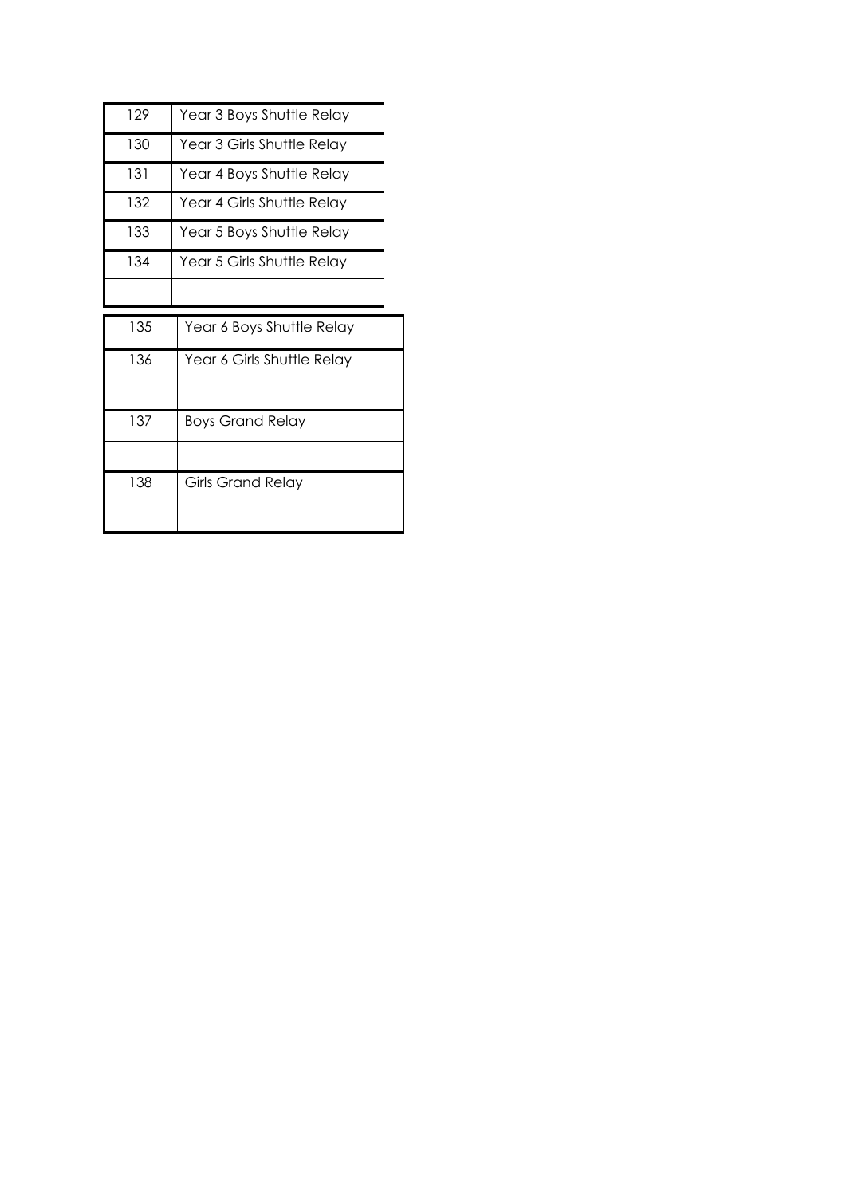| | |
|---|---|
| 129 | Year 3 Boys Shuttle Relay |
| 130 | Year 3 Girls Shuttle Relay |
| 131 | Year 4 Boys Shuttle Relay |
| 132 | Year 4 Girls Shuttle Relay |
| 133 | Year 5 Boys Shuttle Relay |
| 134 | Year 5 Girls Shuttle Relay |
| | |
| 135 | Year 6 Boys Shuttle Relay |
| 136 | Year 6 Girls Shuttle Relay |
| | |
| 137 | Boys Grand Relay |
| | |
| 138 | Girls Grand Relay |
| | |